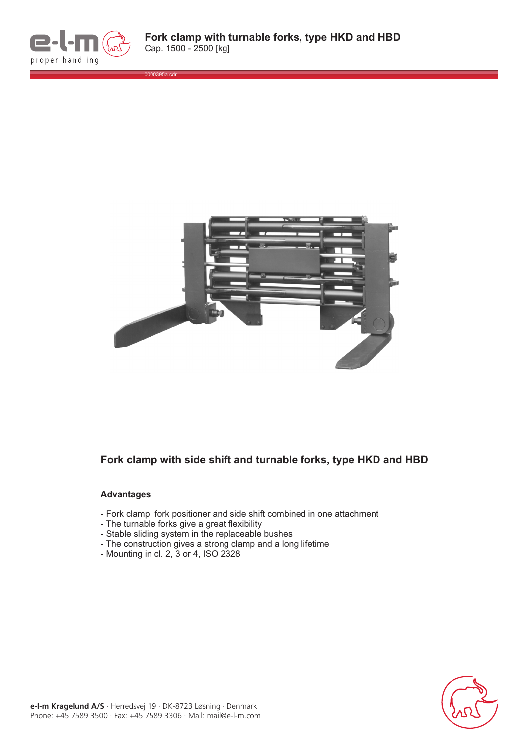# Fork clamp with turnable forks, type HKD and HBD

Cap. 1500 - 2500 [kg]

0000395a.cdr

## Fork clamp with side shift and turnable forks, type HKD and HBD

### Advantages

- Fork clamp, fork positioner and side shift combined in one attachment
- The turnable forks give a great flexibility
- Stable sliding system in the replaceable bushes
- The construction gives a strong clamp and a long lifetime
- Mounting in cl. 2, 3 or 4, ISO 2328

**e-l-m Kragelund A/S** · Herredsvej 19 · DK-8723 Løsning · Denmark
Phone: +45 7589 3500 · Fax: +45 7589 3306 · Mail: mail@e-l-m.com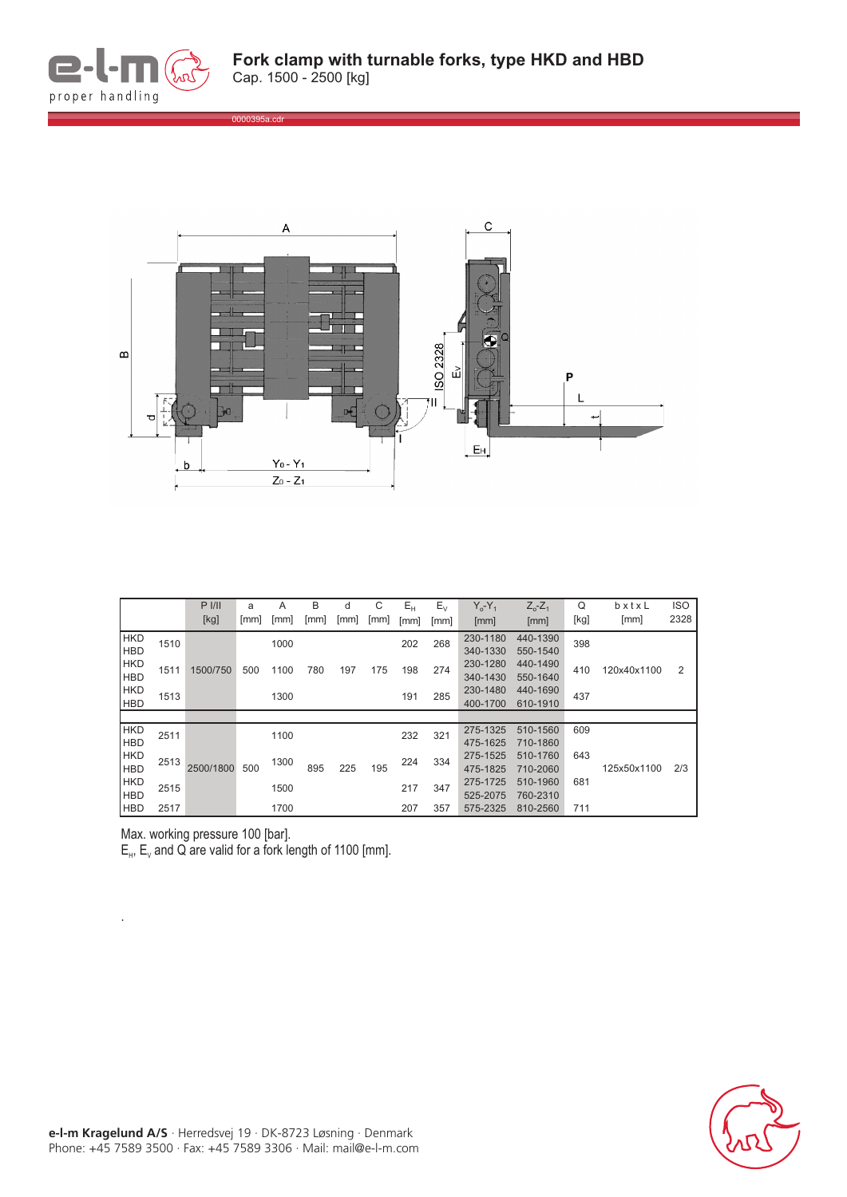# Fork clamp with turnable forks, type HKD and HBD

Cap. 1500 - 2500 [kg]

0000395a.cdr

A

C

B

d

b

$Y_0 - Y_1$

$Z_0 - Z_1$

ISO 2328

$E_V$

$E_H$

P

L

t

Q

I

II

| | | P I/II [kg] | a [mm] | A [mm] | B [mm] | d [mm] | C [mm] | $E_H$ [mm] | $E_V$ [mm] | $Y_0$-$Y_1$ [mm] | $Z_0$-$Z_1$ [mm] | Q [kg] | b x t x L [mm] | ISO 2328 |
|---|---|---|---|---|---|---|---|---|---|---|---|---|---|---|
| HKD | 1510 | 1500/750 | 500 | 1000 | 780 | 197 | 175 | 202 | 268 | 230-1180 | 440-1390 | 398 | 120x40x1100 | 2 |
| HBD | | | | | | | | | | 340-1330 | 550-1540 | | | |
| HKD | 1511 | | | 1100 | | | | 198 | 274 | 230-1280 | 440-1490 | 410 | | |
| HBD | | | | | | | | | | 340-1430 | 550-1640 | | | |
| HKD | 1513 | | | 1300 | | | | 191 | 285 | 230-1480 | 440-1690 | 437 | | |
| HBD | | | | | | | | | | 400-1700 | 610-1910 | | | |
| | | | | | | | | | | | | | | |
| HKD | 2511 | 2500/1800 | 500 | 1100 | 895 | 225 | 195 | 232 | 321 | 275-1325 | 510-1560 | 609 | 125x50x1100 | 2/3 |
| HBD | | | | | | | | | | 475-1625 | 710-1860 | | | |
| HKD | 2513 | | | 1300 | | | | 224 | 334 | 275-1525 | 510-1760 | 643 | | |
| HBD | | | | | | | | | | 475-1825 | 710-2060 | | | |
| HKD | 2515 | | | 1500 | | | | 217 | 347 | 275-1725 | 510-1960 | 681 | | |
| HBD | | | | | | | | | | 525-2075 | 760-2310 | | | |
| HBD | 2517 | | | 1700 | | | | 207 | 357 | 575-2325 | 810-2560 | 711 | | |

Max. working pressure 100 [bar].

$E_H$, $E_V$ and Q are valid for a fork length of 1100 [mm].

**e-l-m Kragelund A/S** · Herredsvej 19 · DK-8723 Løsning · Denmark
Phone: +45 7589 3500 · Fax: +45 7589 3306 · Mail: mail@e-l-m.com